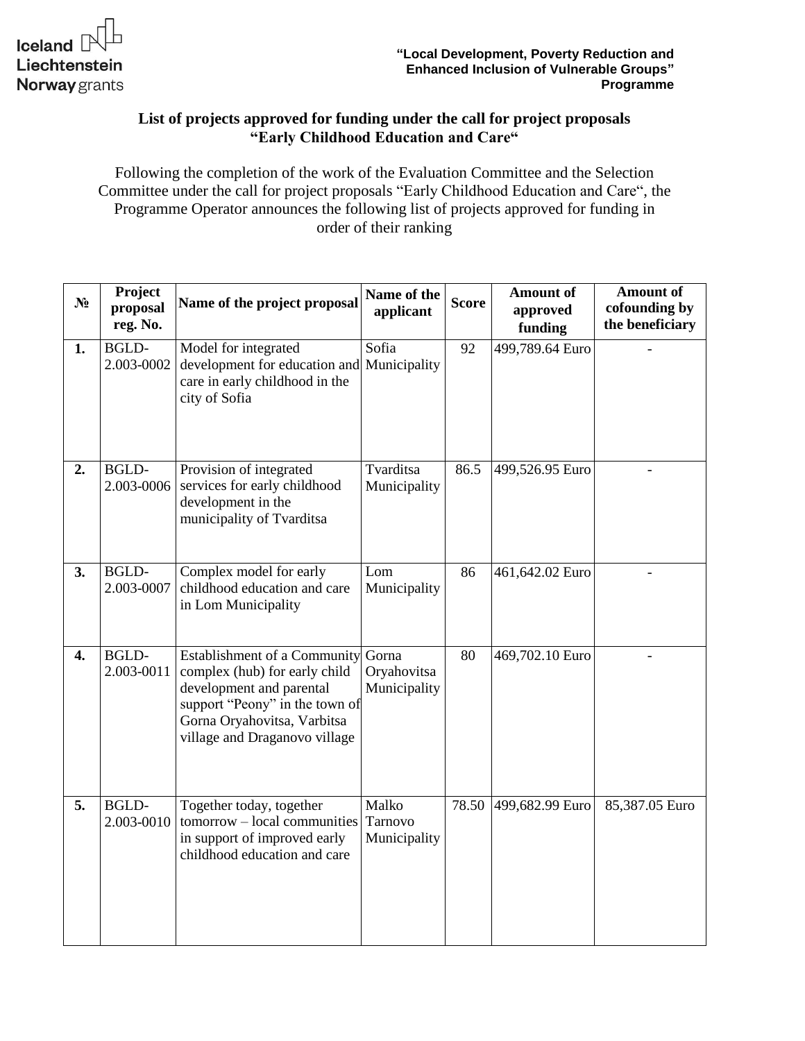Iceland Liechtenstein Norway grants

**"Local Development, Poverty Reduction and Enhanced Inclusion of Vulnerable Groups" Programme**

## List of projects approved for funding under the call for project proposals "Early Childhood Education and Care"

Following the completion of the work of the Evaluation Committee and the Selection Committee under the call for project proposals "Early Childhood Education and Care", the Programme Operator announces the following list of projects approved for funding in order of their ranking

| № | Project proposal reg. No. | Name of the project proposal | Name of the applicant | Score | Amount of approved funding | Amount of cofounding by the beneficiary |
|---|---|---|---|---|---|---|
| **1.** | BGLD-2.003-0002 | Model for integrated development for education and care in early childhood in the city of Sofia | Sofia Municipality | 92 | 499,789.64 Euro | - |
| **2.** | BGLD-2.003-0006 | Provision of integrated services for early childhood development in the municipality of Tvarditsa | Tvarditsa Municipality | 86.5 | 499,526.95 Euro | - |
| **3.** | BGLD-2.003-0007 | Complex model for early childhood education and care in Lom Municipality | Lom Municipality | 86 | 461,642.02 Euro | - |
| **4.** | BGLD-2.003-0011 | Establishment of a Community complex (hub) for early child development and parental support "Peony" in the town of Gorna Oryahovitsa, Varbitsa village and Draganovo village | Gorna Oryahovitsa Municipality | 80 | 469,702.10 Euro | - |
| **5.** | BGLD-2.003-0010 | Together today, together tomorrow – local communities in support of improved early childhood education and care | Malko Tarnovo Municipality | 78.50 | 499,682.99 Euro | 85,387.05 Euro |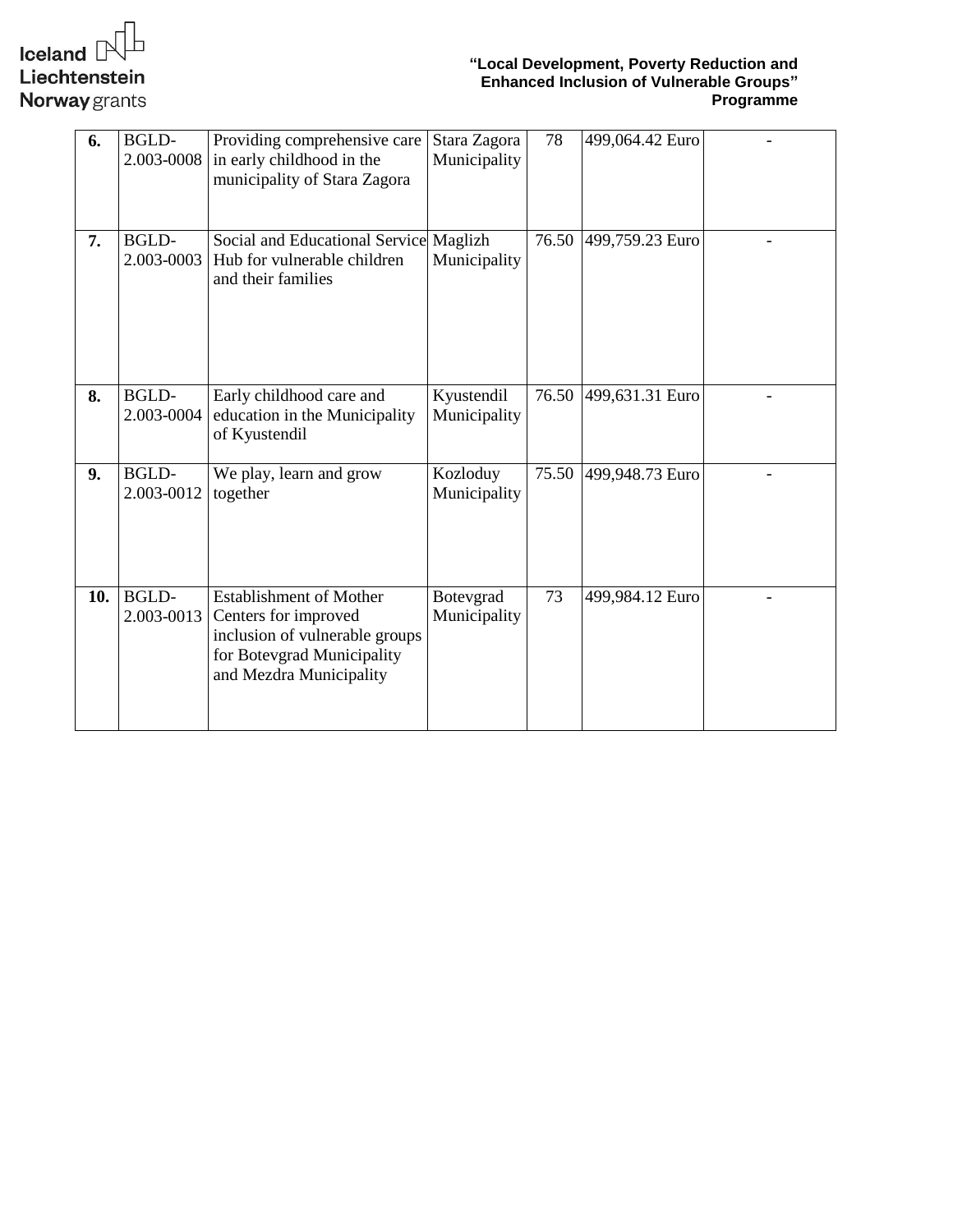| | | | | | | |
|---|---|---|---|---|---|---|
| **6.** | BGLD-2.003-0008 | Providing comprehensive care in early childhood in the municipality of Stara Zagora | Stara Zagora Municipality | 78 | 499,064.42 Euro | - |
| **7.** | BGLD-2.003-0003 | Social and Educational Service Hub for vulnerable children and their families | Maglizh Municipality | 76.50 | 499,759.23 Euro | - |
| **8.** | BGLD-2.003-0004 | Early childhood care and education in the Municipality of Kyustendil | Kyustendil Municipality | 76.50 | 499,631.31 Euro | - |
| **9.** | BGLD-2.003-0012 | We play, learn and grow together | Kozloduy Municipality | 75.50 | 499,948.73 Euro | - |
| **10.** | BGLD-2.003-0013 | Establishment of Mother Centers for improved inclusion of vulnerable groups for Botevgrad Municipality and Mezdra Municipality | Botevgrad Municipality | 73 | 499,984.12 Euro | - |